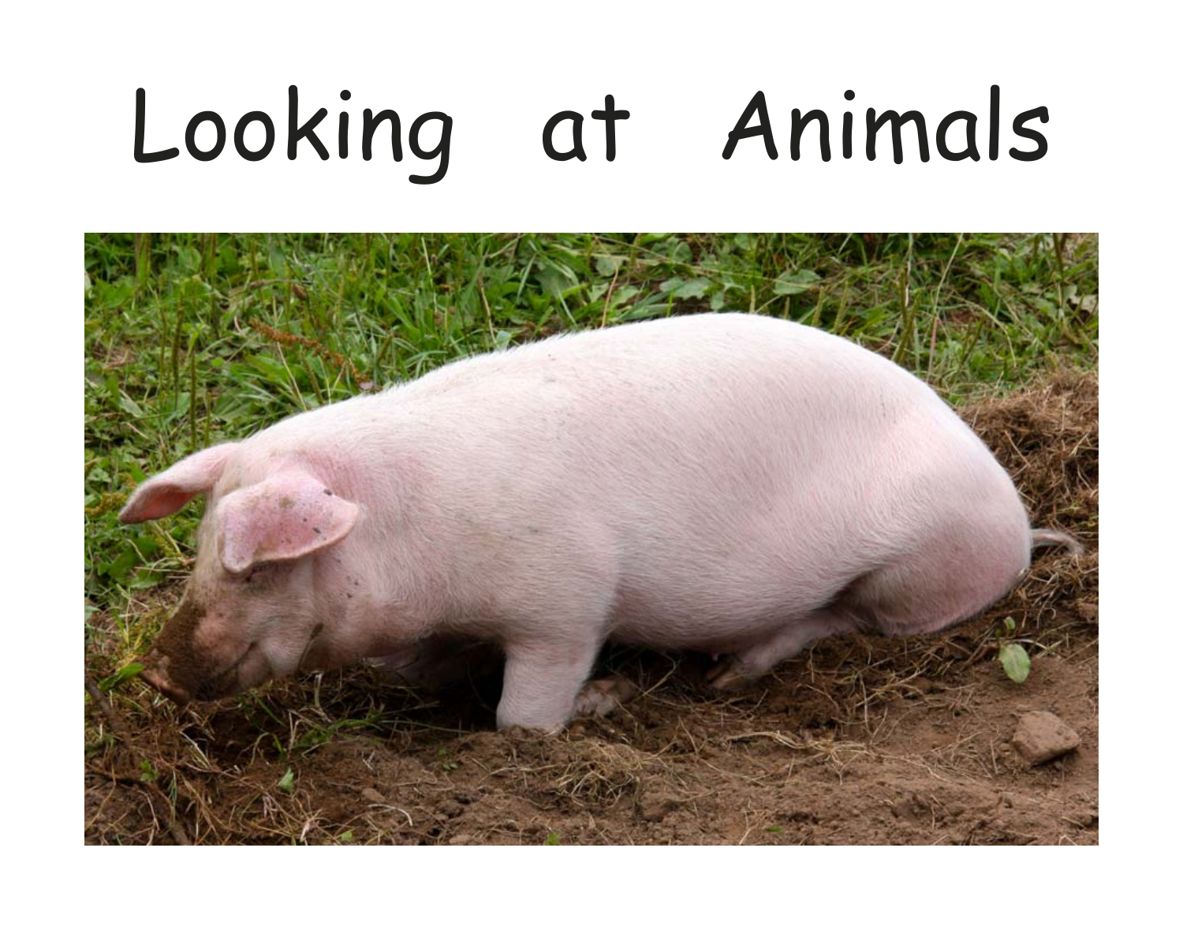# Looking at Animals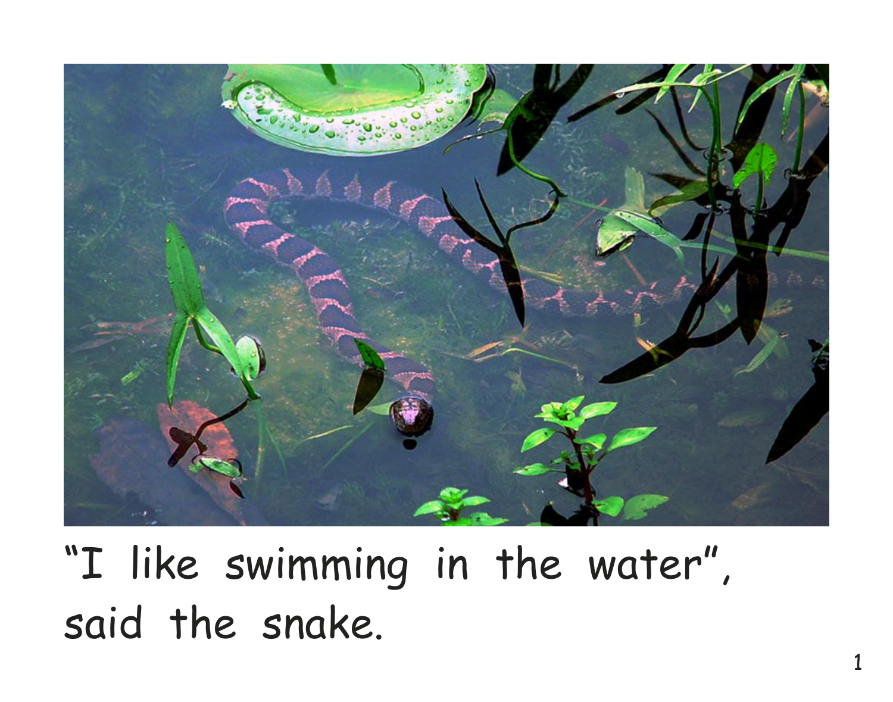“I like swimming in the water”, said the snake.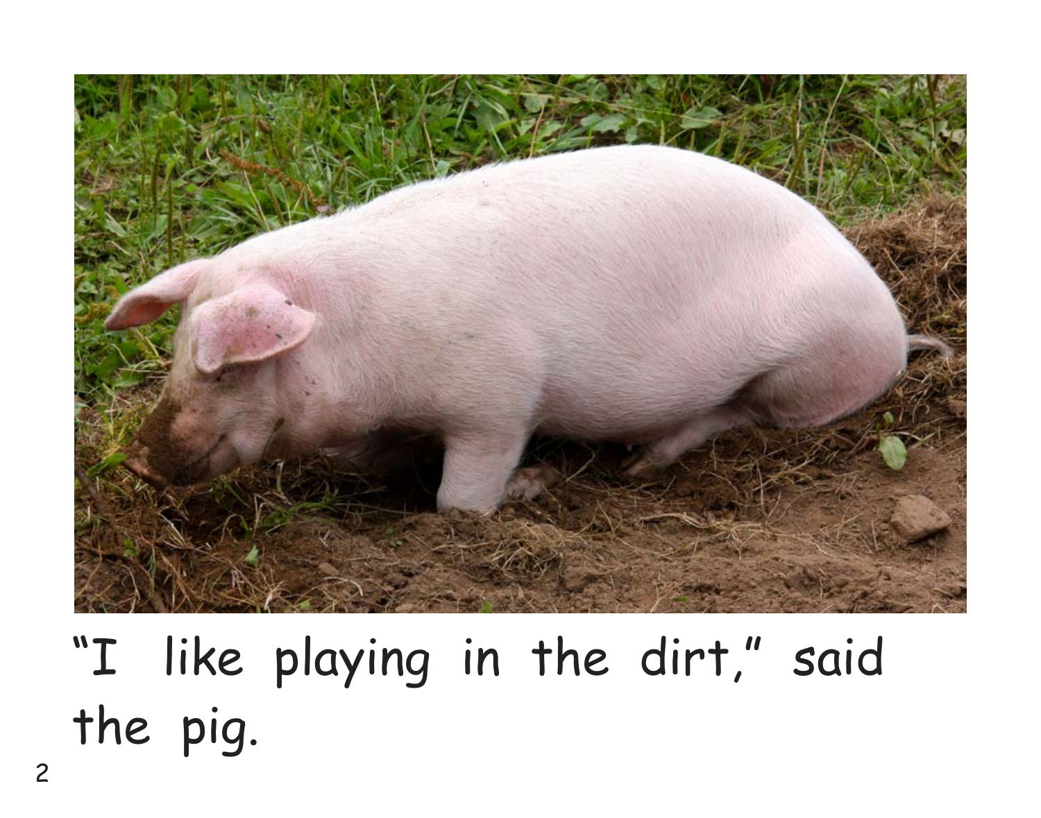"I like playing in the dirt," said the pig.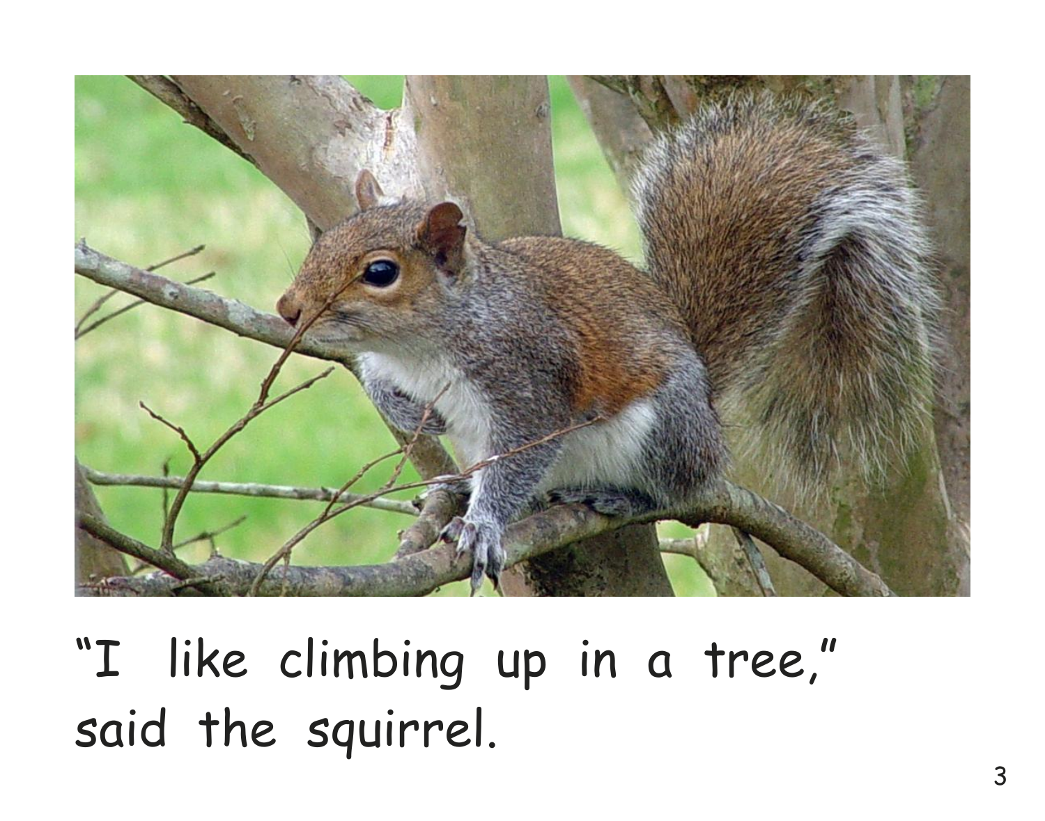"I like climbing up in a tree," said the squirrel.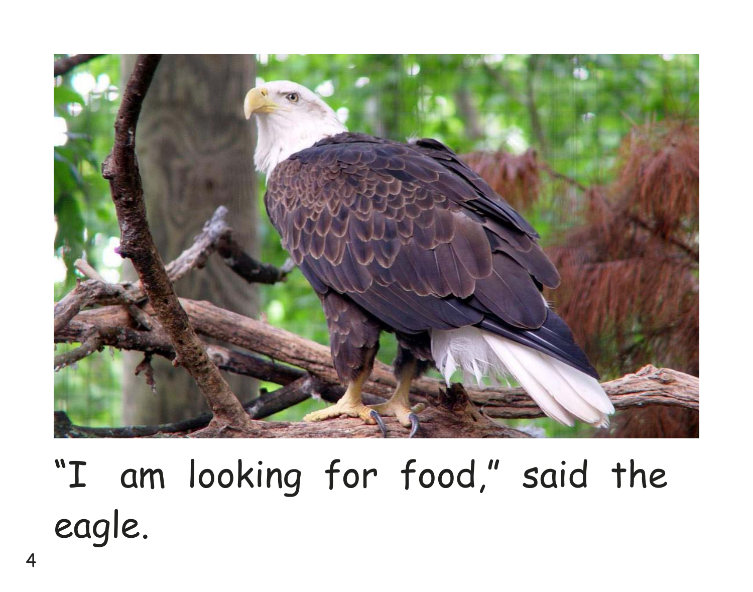“I am looking for food,” said the eagle.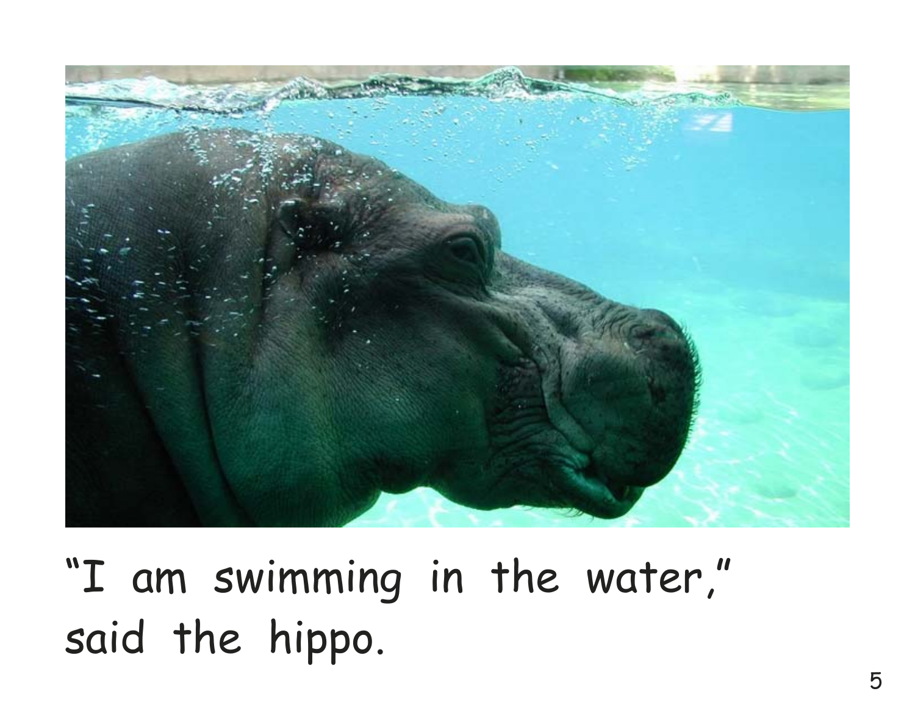"I am swimming in the water," said the hippo.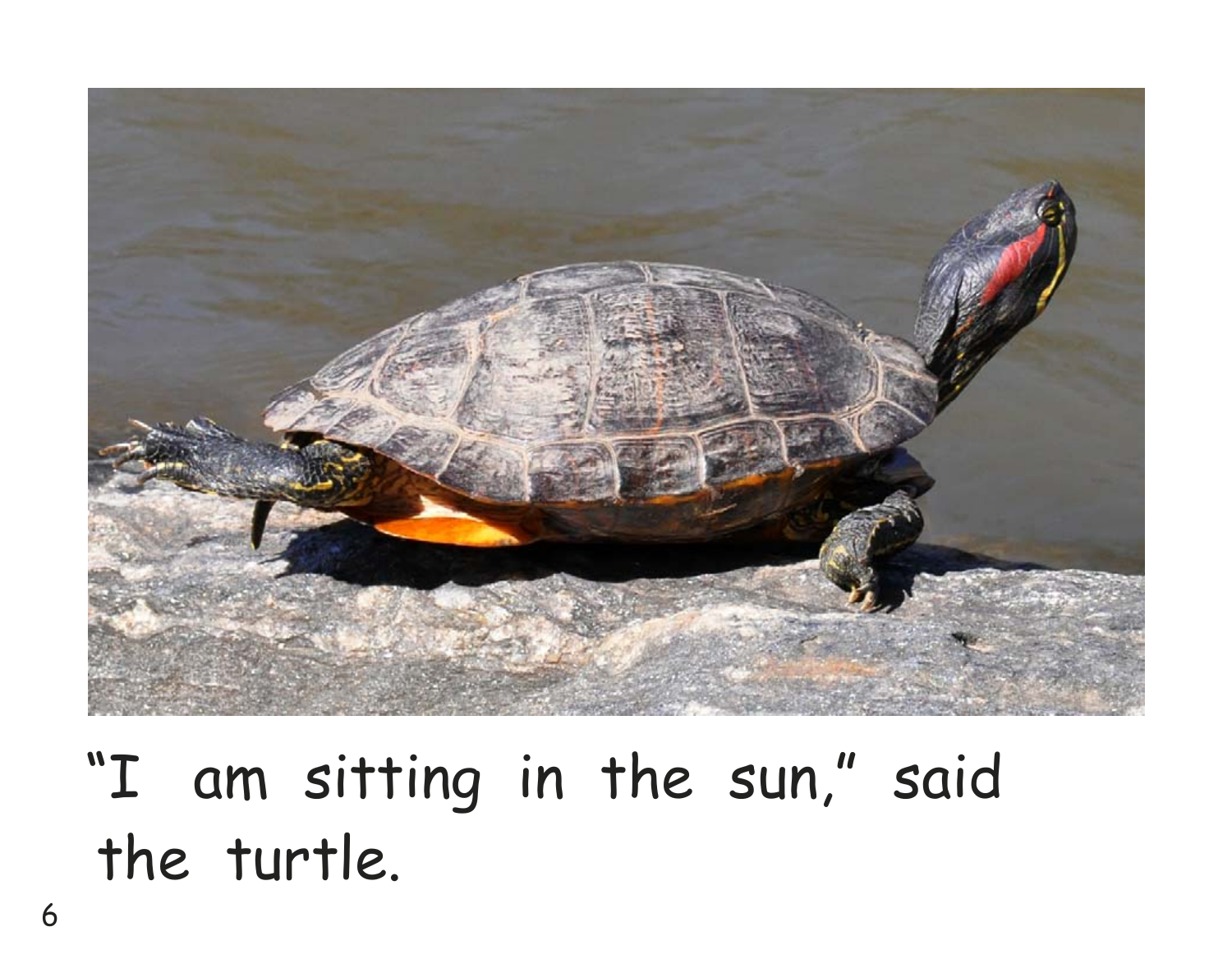"I am sitting in the sun," said the turtle.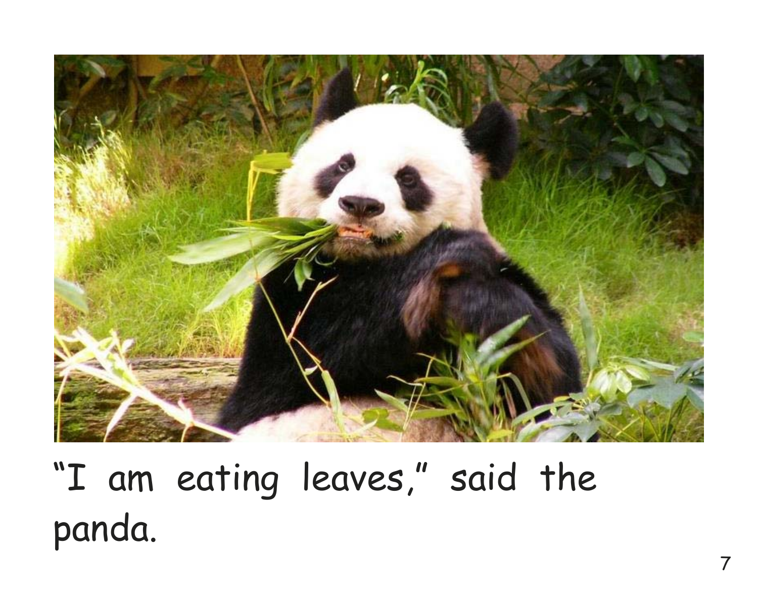“I am eating leaves,” said the panda.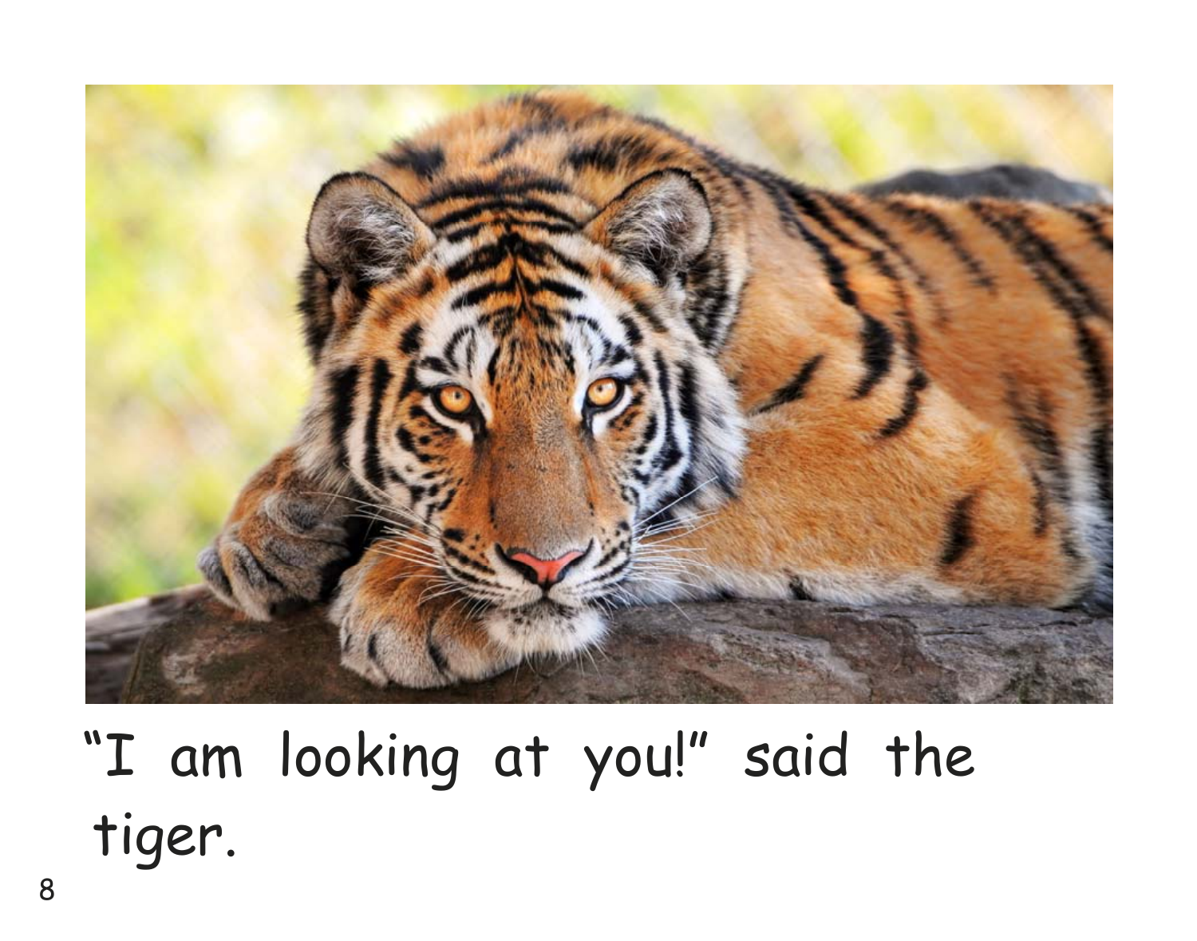"I am looking at you!" said the tiger.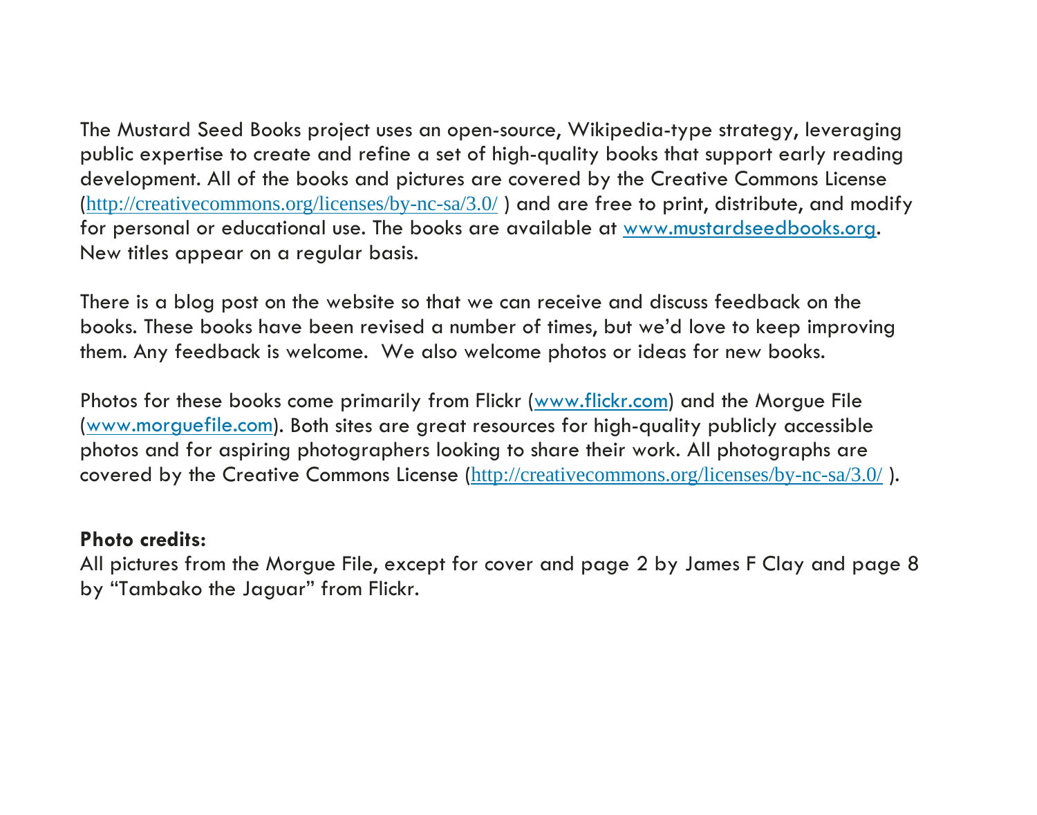The Mustard Seed Books project uses an open-source, Wikipedia-type strategy, leveraging public expertise to create and refine a set of high-quality books that support early reading development. All of the books and pictures are covered by the Creative Commons License (http://creativecommons.org/licenses/by-nc-sa/3.0/ ) and are free to print, distribute, and modify for personal or educational use. The books are available at www.mustardseedbooks.org. New titles appear on a regular basis.

There is a blog post on the website so that we can receive and discuss feedback on the books. These books have been revised a number of times, but we'd love to keep improving them. Any feedback is welcome.  We also welcome photos or ideas for new books.

Photos for these books come primarily from Flickr (www.flickr.com) and the Morgue File (www.morguefile.com). Both sites are great resources for high-quality publicly accessible photos and for aspiring photographers looking to share their work. All photographs are covered by the Creative Commons License (http://creativecommons.org/licenses/by-nc-sa/3.0/ ).

**Photo credits:**
All pictures from the Morgue File, except for cover and page 2 by James F Clay and page 8 by "Tambako the Jaguar" from Flickr.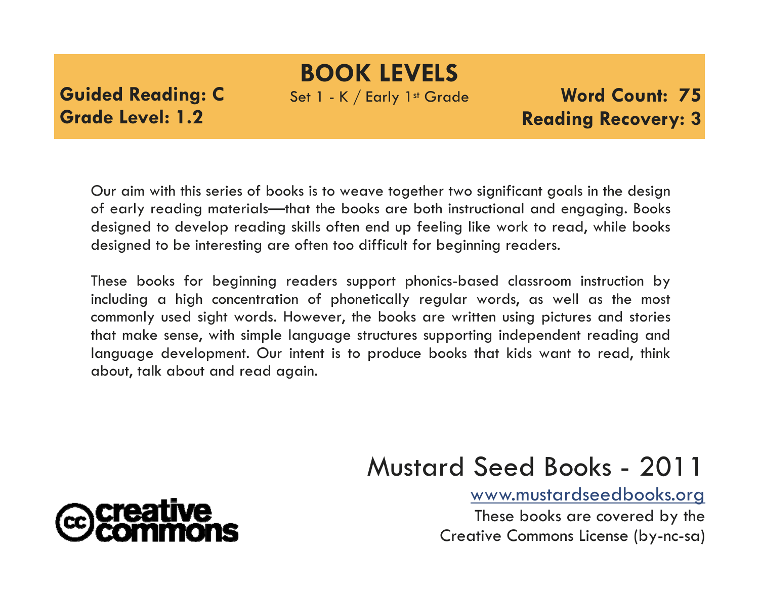# BOOK LEVELS

Set 1 - K / Early 1st Grade

**Guided Reading: C**
**Grade Level: 1.2**

**Word Count: 75**
**Reading Recovery: 3**

Our aim with this series of books is to weave together two significant goals in the design of early reading materials—that the books are both instructional and engaging. Books designed to develop reading skills often end up feeling like work to read, while books designed to be interesting are often too difficult for beginning readers.

These books for beginning readers support phonics-based classroom instruction by including a high concentration of phonetically regular words, as well as the most commonly used sight words. However, the books are written using pictures and stories that make sense, with simple language structures supporting independent reading and language development. Our intent is to produce books that kids want to read, think about, talk about and read again.

creative commons

Mustard Seed Books - 2011

www.mustardseedbooks.org

These books are covered by the Creative Commons License (by-nc-sa)